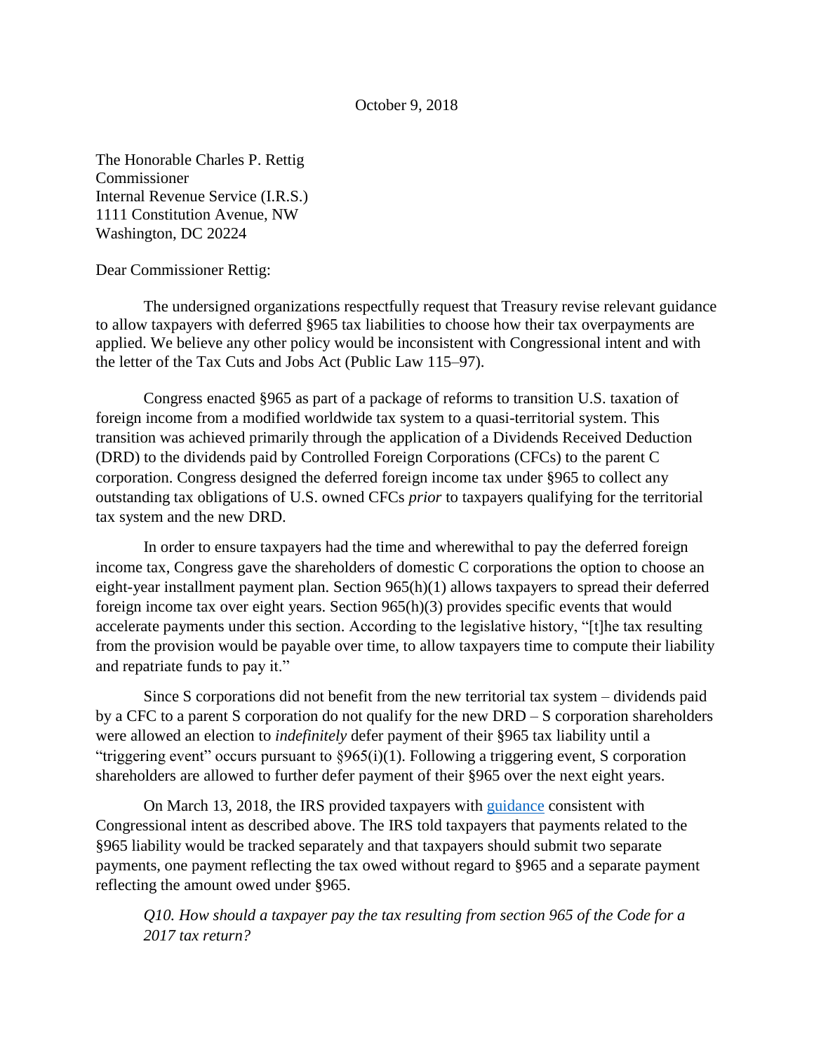October 9, 2018

The Honorable Charles P. Rettig
Commissioner
Internal Revenue Service (I.R.S.)
1111 Constitution Avenue, NW
Washington, DC 20224

Dear Commissioner Rettig:

The undersigned organizations respectfully request that Treasury revise relevant guidance to allow taxpayers with deferred §965 tax liabilities to choose how their tax overpayments are applied. We believe any other policy would be inconsistent with Congressional intent and with the letter of the Tax Cuts and Jobs Act (Public Law 115–97).

Congress enacted §965 as part of a package of reforms to transition U.S. taxation of foreign income from a modified worldwide tax system to a quasi-territorial system. This transition was achieved primarily through the application of a Dividends Received Deduction (DRD) to the dividends paid by Controlled Foreign Corporations (CFCs) to the parent C corporation. Congress designed the deferred foreign income tax under §965 to collect any outstanding tax obligations of U.S. owned CFCs *prior* to taxpayers qualifying for the territorial tax system and the new DRD.

In order to ensure taxpayers had the time and wherewithal to pay the deferred foreign income tax, Congress gave the shareholders of domestic C corporations the option to choose an eight-year installment payment plan. Section 965(h)(1) allows taxpayers to spread their deferred foreign income tax over eight years. Section 965(h)(3) provides specific events that would accelerate payments under this section. According to the legislative history, "[t]he tax resulting from the provision would be payable over time, to allow taxpayers time to compute their liability and repatriate funds to pay it."

Since S corporations did not benefit from the new territorial tax system – dividends paid by a CFC to a parent S corporation do not qualify for the new DRD – S corporation shareholders were allowed an election to *indefinitely* defer payment of their §965 tax liability until a "triggering event" occurs pursuant to §965(i)(1). Following a triggering event, S corporation shareholders are allowed to further defer payment of their §965 over the next eight years.

On March 13, 2018, the IRS provided taxpayers with guidance consistent with Congressional intent as described above. The IRS told taxpayers that payments related to the §965 liability would be tracked separately and that taxpayers should submit two separate payments, one payment reflecting the tax owed without regard to §965 and a separate payment reflecting the amount owed under §965.

> *Q10. How should a taxpayer pay the tax resulting from section 965 of the Code for a 2017 tax return?*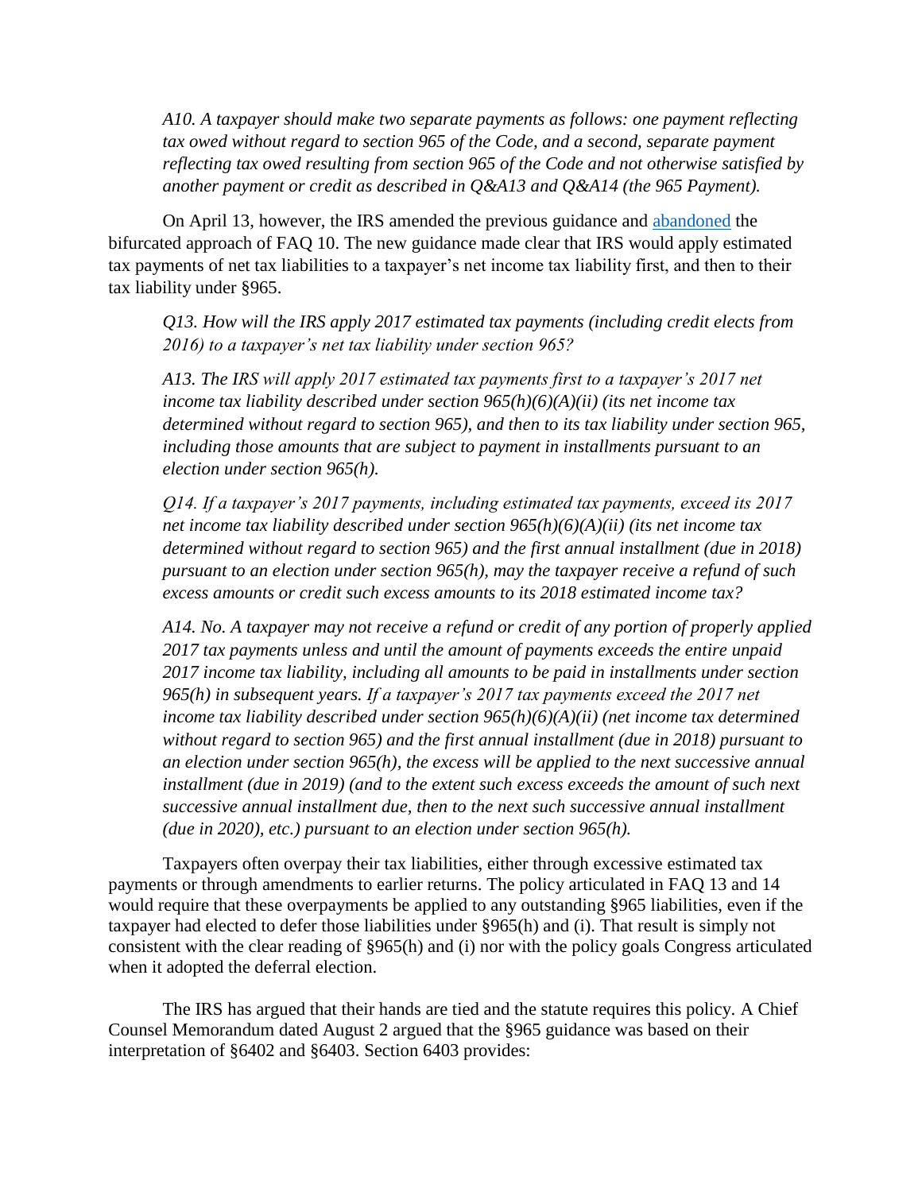*A10. A taxpayer should make two separate payments as follows: one payment reflecting tax owed without regard to section 965 of the Code, and a second, separate payment reflecting tax owed resulting from section 965 of the Code and not otherwise satisfied by another payment or credit as described in Q&A13 and Q&A14 (the 965 Payment).*

On April 13, however, the IRS amended the previous guidance and abandoned the bifurcated approach of FAQ 10. The new guidance made clear that IRS would apply estimated tax payments of net tax liabilities to a taxpayer's net income tax liability first, and then to their tax liability under §965.

*Q13. How will the IRS apply 2017 estimated tax payments (including credit elects from 2016) to a taxpayer's net tax liability under section 965?*

*A13. The IRS will apply 2017 estimated tax payments first to a taxpayer's 2017 net income tax liability described under section 965(h)(6)(A)(ii) (its net income tax determined without regard to section 965), and then to its tax liability under section 965, including those amounts that are subject to payment in installments pursuant to an election under section 965(h).*

*Q14. If a taxpayer's 2017 payments, including estimated tax payments, exceed its 2017 net income tax liability described under section 965(h)(6)(A)(ii) (its net income tax determined without regard to section 965) and the first annual installment (due in 2018) pursuant to an election under section 965(h), may the taxpayer receive a refund of such excess amounts or credit such excess amounts to its 2018 estimated income tax?*

*A14. No. A taxpayer may not receive a refund or credit of any portion of properly applied 2017 tax payments unless and until the amount of payments exceeds the entire unpaid 2017 income tax liability, including all amounts to be paid in installments under section 965(h) in subsequent years. If a taxpayer's 2017 tax payments exceed the 2017 net income tax liability described under section 965(h)(6)(A)(ii) (net income tax determined without regard to section 965) and the first annual installment (due in 2018) pursuant to an election under section 965(h), the excess will be applied to the next successive annual installment (due in 2019) (and to the extent such excess exceeds the amount of such next successive annual installment due, then to the next such successive annual installment (due in 2020), etc.) pursuant to an election under section 965(h).*

Taxpayers often overpay their tax liabilities, either through excessive estimated tax payments or through amendments to earlier returns. The policy articulated in FAQ 13 and 14 would require that these overpayments be applied to any outstanding §965 liabilities, even if the taxpayer had elected to defer those liabilities under §965(h) and (i). That result is simply not consistent with the clear reading of §965(h) and (i) nor with the policy goals Congress articulated when it adopted the deferral election.

The IRS has argued that their hands are tied and the statute requires this policy. A Chief Counsel Memorandum dated August 2 argued that the §965 guidance was based on their interpretation of §6402 and §6403. Section 6403 provides: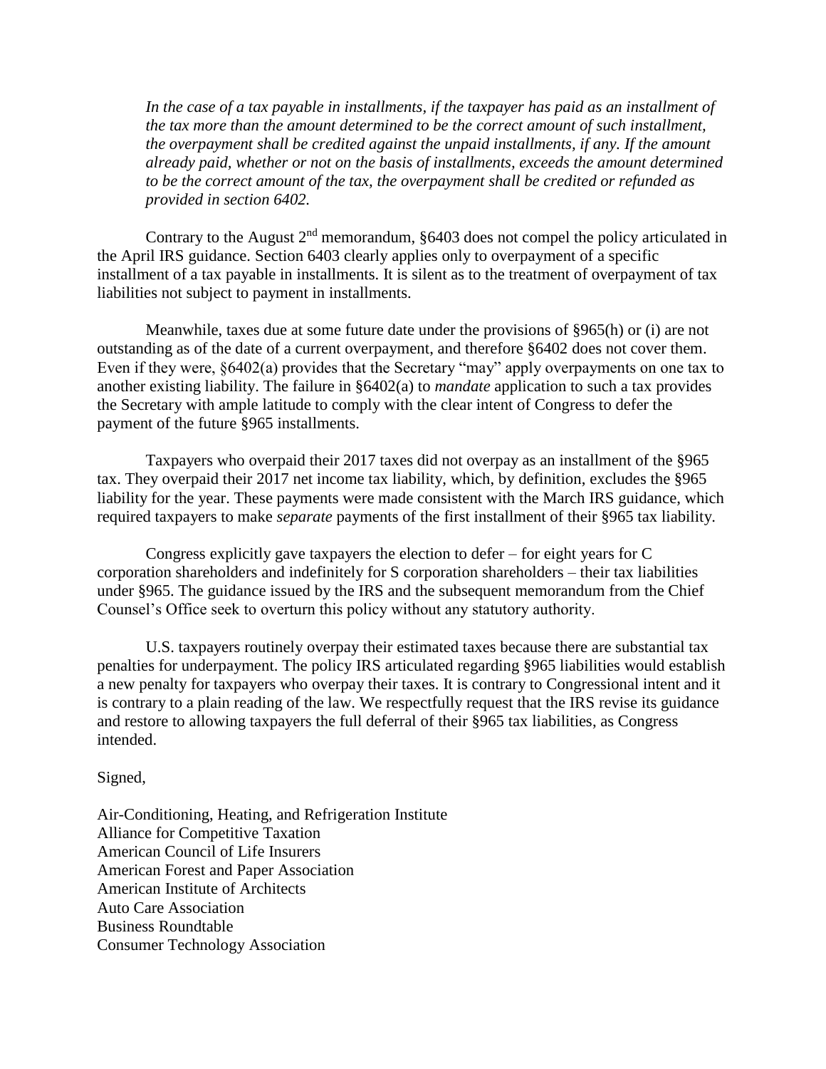> *In the case of a tax payable in installments, if the taxpayer has paid as an installment of the tax more than the amount determined to be the correct amount of such installment, the overpayment shall be credited against the unpaid installments, if any. If the amount already paid, whether or not on the basis of installments, exceeds the amount determined to be the correct amount of the tax, the overpayment shall be credited or refunded as provided in section 6402.*

Contrary to the August 2nd memorandum, §6403 does not compel the policy articulated in the April IRS guidance. Section 6403 clearly applies only to overpayment of a specific installment of a tax payable in installments. It is silent as to the treatment of overpayment of tax liabilities not subject to payment in installments.

Meanwhile, taxes due at some future date under the provisions of §965(h) or (i) are not outstanding as of the date of a current overpayment, and therefore §6402 does not cover them. Even if they were, §6402(a) provides that the Secretary "may" apply overpayments on one tax to another existing liability. The failure in §6402(a) to *mandate* application to such a tax provides the Secretary with ample latitude to comply with the clear intent of Congress to defer the payment of the future §965 installments.

Taxpayers who overpaid their 2017 taxes did not overpay as an installment of the §965 tax. They overpaid their 2017 net income tax liability, which, by definition, excludes the §965 liability for the year. These payments were made consistent with the March IRS guidance, which required taxpayers to make *separate* payments of the first installment of their §965 tax liability.

Congress explicitly gave taxpayers the election to defer – for eight years for C corporation shareholders and indefinitely for S corporation shareholders – their tax liabilities under §965. The guidance issued by the IRS and the subsequent memorandum from the Chief Counsel's Office seek to overturn this policy without any statutory authority.

U.S. taxpayers routinely overpay their estimated taxes because there are substantial tax penalties for underpayment. The policy IRS articulated regarding §965 liabilities would establish a new penalty for taxpayers who overpay their taxes. It is contrary to Congressional intent and it is contrary to a plain reading of the law. We respectfully request that the IRS revise its guidance and restore to allowing taxpayers the full deferral of their §965 tax liabilities, as Congress intended.

Signed,

Air-Conditioning, Heating, and Refrigeration Institute
Alliance for Competitive Taxation
American Council of Life Insurers
American Forest and Paper Association
American Institute of Architects
Auto Care Association
Business Roundtable
Consumer Technology Association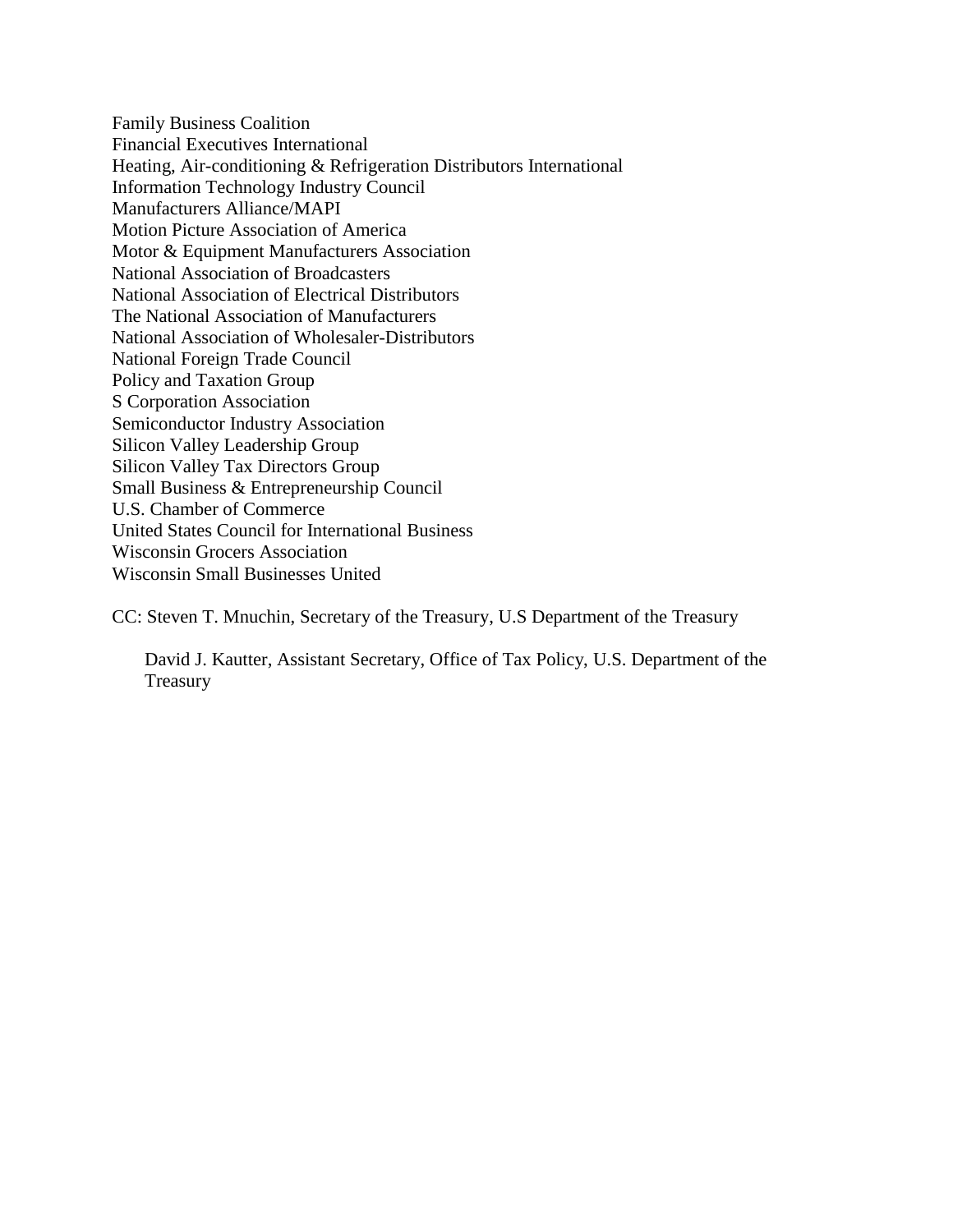Family Business Coalition
Financial Executives International
Heating, Air-conditioning & Refrigeration Distributors International
Information Technology Industry Council
Manufacturers Alliance/MAPI
Motion Picture Association of America
Motor & Equipment Manufacturers Association
National Association of Broadcasters
National Association of Electrical Distributors
The National Association of Manufacturers
National Association of Wholesaler-Distributors
National Foreign Trade Council
Policy and Taxation Group
S Corporation Association
Semiconductor Industry Association
Silicon Valley Leadership Group
Silicon Valley Tax Directors Group
Small Business & Entrepreneurship Council
U.S. Chamber of Commerce
United States Council for International Business
Wisconsin Grocers Association
Wisconsin Small Businesses United

CC: Steven T. Mnuchin, Secretary of the Treasury, U.S Department of the Treasury

David J. Kautter, Assistant Secretary, Office of Tax Policy, U.S. Department of the Treasury